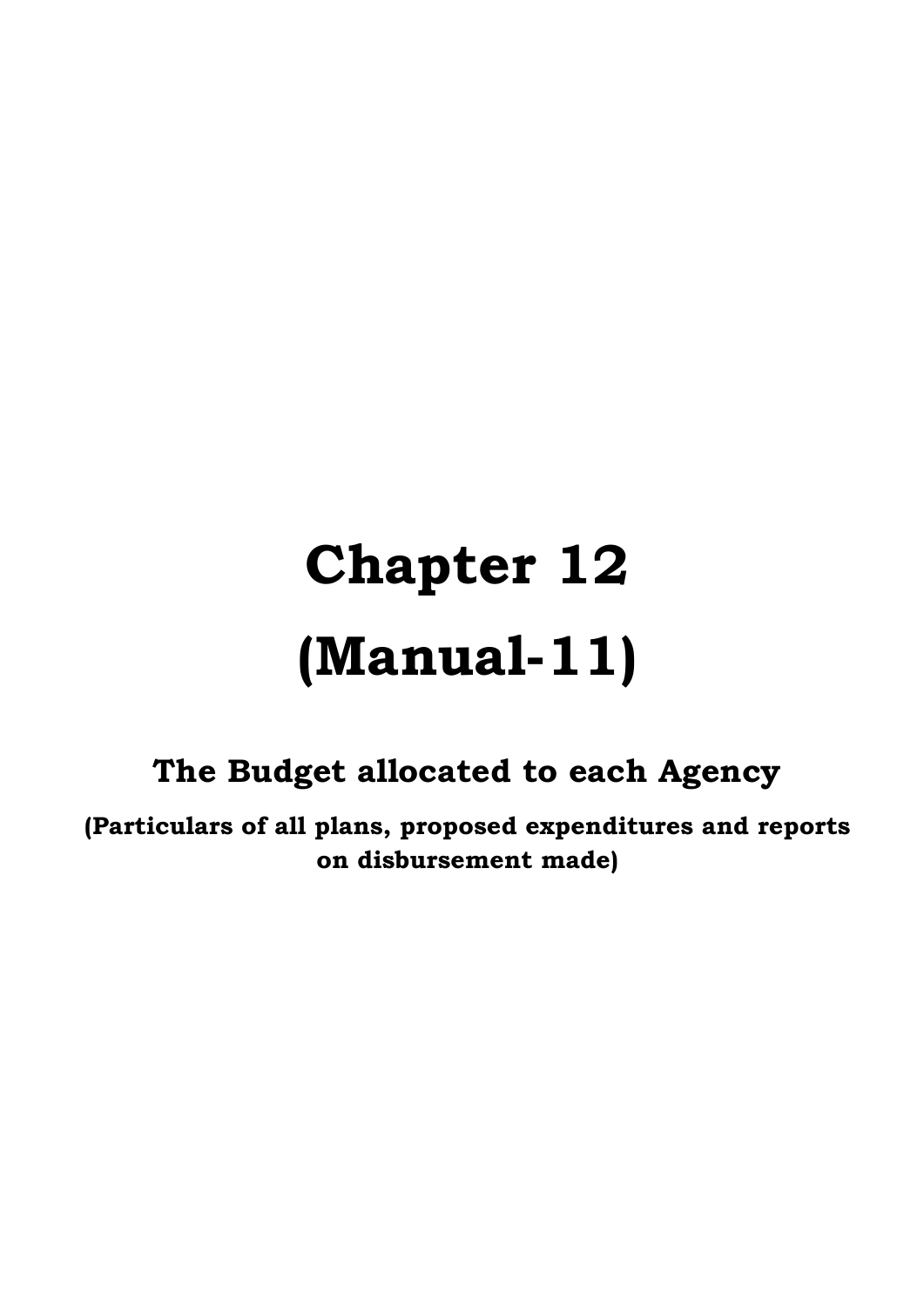# Chapter 12

# (Manual-11)

## The Budget allocated to each Agency

**(Particulars of all plans, proposed expenditures and reports on disbursement made)**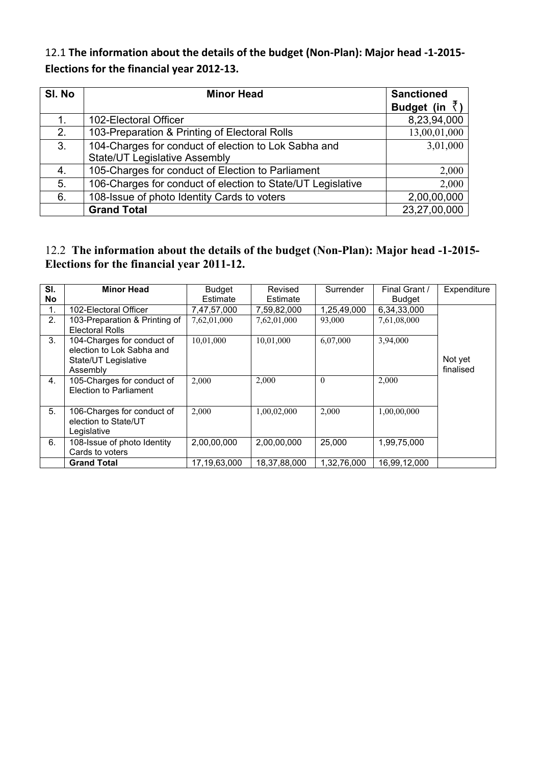12.1 **The information about the details of the budget (Non-Plan): Major head -1-2015-Elections for the financial year 2012-13.**

| Sl. No | Minor Head | Sanctioned Budget (in ₹) |
|---|---|---|
| 1. | 102-Electoral Officer | 8,23,94,000 |
| 2. | 103-Preparation & Printing of Electoral Rolls | 13,00,01,000 |
| 3. | 104-Charges for conduct of election to Lok Sabha and State/UT Legislative Assembly | 3,01,000 |
| 4. | 105-Charges for conduct of Election to Parliament | 2,000 |
| 5. | 106-Charges for conduct of election to State/UT Legislative | 2,000 |
| 6. | 108-Issue of photo Identity Cards to voters | 2,00,00,000 |
| | **Grand Total** | 23,27,00,000 |

## 12.2 The information about the details of the budget (Non-Plan): Major head -1-2015-Elections for the financial year 2011-12.

| Sl. No | Minor Head | Budget Estimate | Revised Estimate | Surrender | Final Grant / Budget | Expenditure |
|---|---|---|---|---|---|---|
| 1. | 102-Electoral Officer | 7,47,57,000 | 7,59,82,000 | 1,25,49,000 | 6,34,33,000 | Not yet finalised |
| 2. | 103-Preparation & Printing of Electoral Rolls | 7,62,01,000 | 7,62,01,000 | 93,000 | 7,61,08,000 | |
| 3. | 104-Charges for conduct of election to Lok Sabha and State/UT Legislative Assembly | 10,01,000 | 10,01,000 | 6,07,000 | 3,94,000 | |
| 4. | 105-Charges for conduct of Election to Parliament | 2,000 | 2,000 | 0 | 2,000 | |
| 5. | 106-Charges for conduct of election to State/UT Legislative | 2,000 | 1,00,02,000 | 2,000 | 1,00,00,000 | |
| 6. | 108-Issue of photo Identity Cards to voters | 2,00,00,000 | 2,00,00,000 | 25,000 | 1,99,75,000 | |
| | **Grand Total** | 17,19,63,000 | 18,37,88,000 | 1,32,76,000 | 16,99,12,000 | |